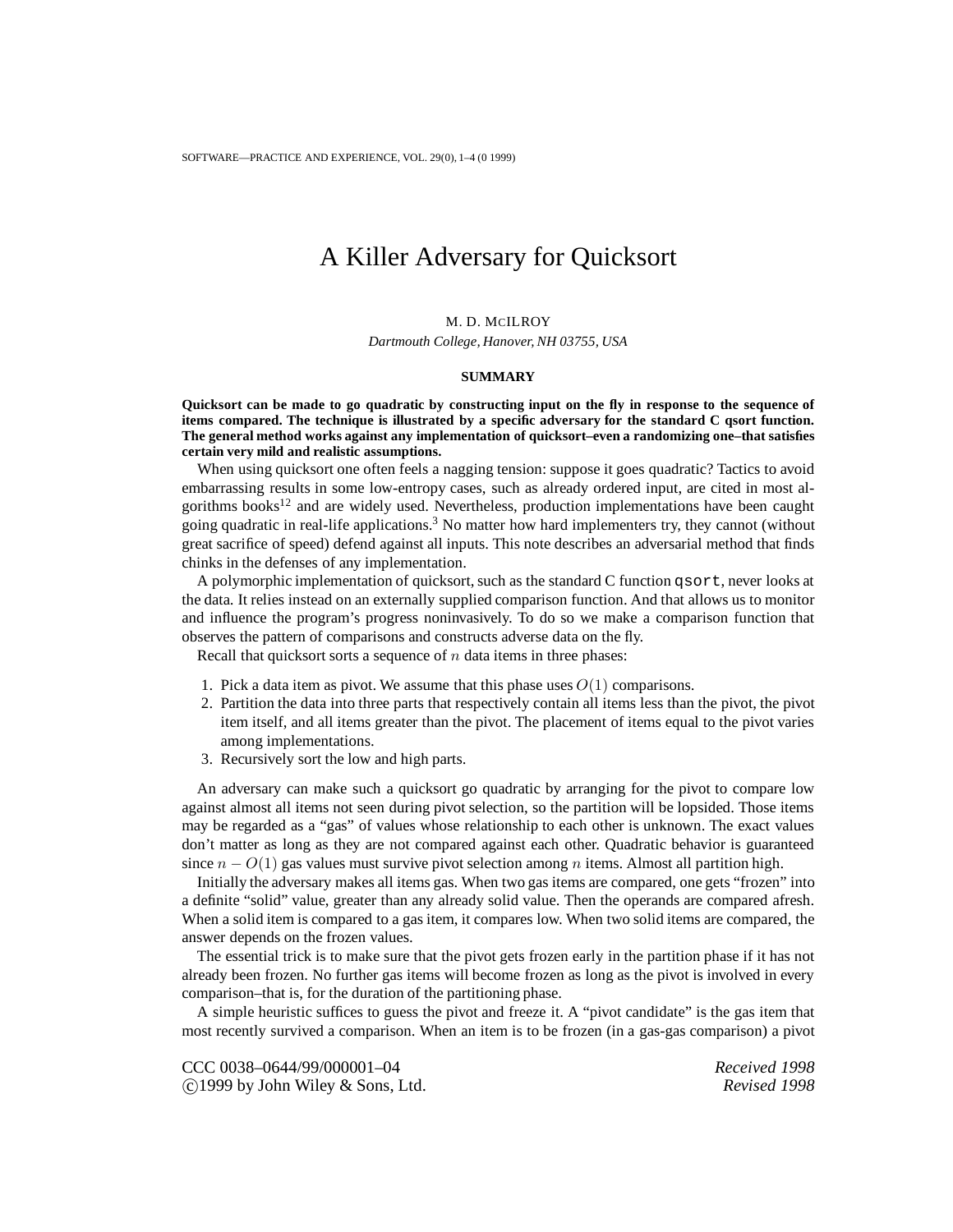# A Killer Adversary for Quicksort

M. D. McILROY

*Dartmouth College, Hanover, NH 03755, USA*

**SUMMARY**

**Quicksort can be made to go quadratic by constructing input on the fly in response to the sequence of items compared. The technique is illustrated by a specific adversary for the standard C qsort function. The general method works against any implementation of quicksort–even a randomizing one–that satisfies certain very mild and realistic assumptions.**

When using quicksort one often feels a nagging tension: suppose it goes quadratic? Tactics to avoid embarrassing results in some low-entropy cases, such as already ordered input, are cited in most algorithms books[12] and are widely used. Nevertheless, production implementations have been caught going quadratic in real-life applications.[3] No matter how hard implementers try, they cannot (without great sacrifice of speed) defend against all inputs. This note describes an adversarial method that finds chinks in the defenses of any implementation.

A polymorphic implementation of quicksort, such as the standard C function `qsort`, never looks at the data. It relies instead on an externally supplied comparison function. And that allows us to monitor and influence the program's progress noninvasively. To do so we make a comparison function that observes the pattern of comparisons and constructs adverse data on the fly.

Recall that quicksort sorts a sequence of $n$ data items in three phases:

1. Pick a data item as pivot. We assume that this phase uses $O(1)$ comparisons.
2. Partition the data into three parts that respectively contain all items less than the pivot, the pivot item itself, and all items greater than the pivot. The placement of items equal to the pivot varies among implementations.
3. Recursively sort the low and high parts.

An adversary can make such a quicksort go quadratic by arranging for the pivot to compare low against almost all items not seen during pivot selection, so the partition will be lopsided. Those items may be regarded as a "gas" of values whose relationship to each other is unknown. The exact values don't matter as long as they are not compared against each other. Quadratic behavior is guaranteed since $n - O(1)$ gas values must survive pivot selection among $n$ items. Almost all partition high.

Initially the adversary makes all items gas. When two gas items are compared, one gets "frozen" into a definite "solid" value, greater than any already solid value. Then the operands are compared afresh. When a solid item is compared to a gas item, it compares low. When two solid items are compared, the answer depends on the frozen values.

The essential trick is to make sure that the pivot gets frozen early in the partition phase if it has not already been frozen. No further gas items will become frozen as long as the pivot is involved in every comparison–that is, for the duration of the partitioning phase.

A simple heuristic suffices to guess the pivot and freeze it. A "pivot candidate" is the gas item that most recently survived a comparison. When an item is to be frozen (in a gas-gas comparison) a pivot

CCC 0038–0644/99/000001–04 *Received 1998*
©1999 by John Wiley & Sons, Ltd. *Revised 1998*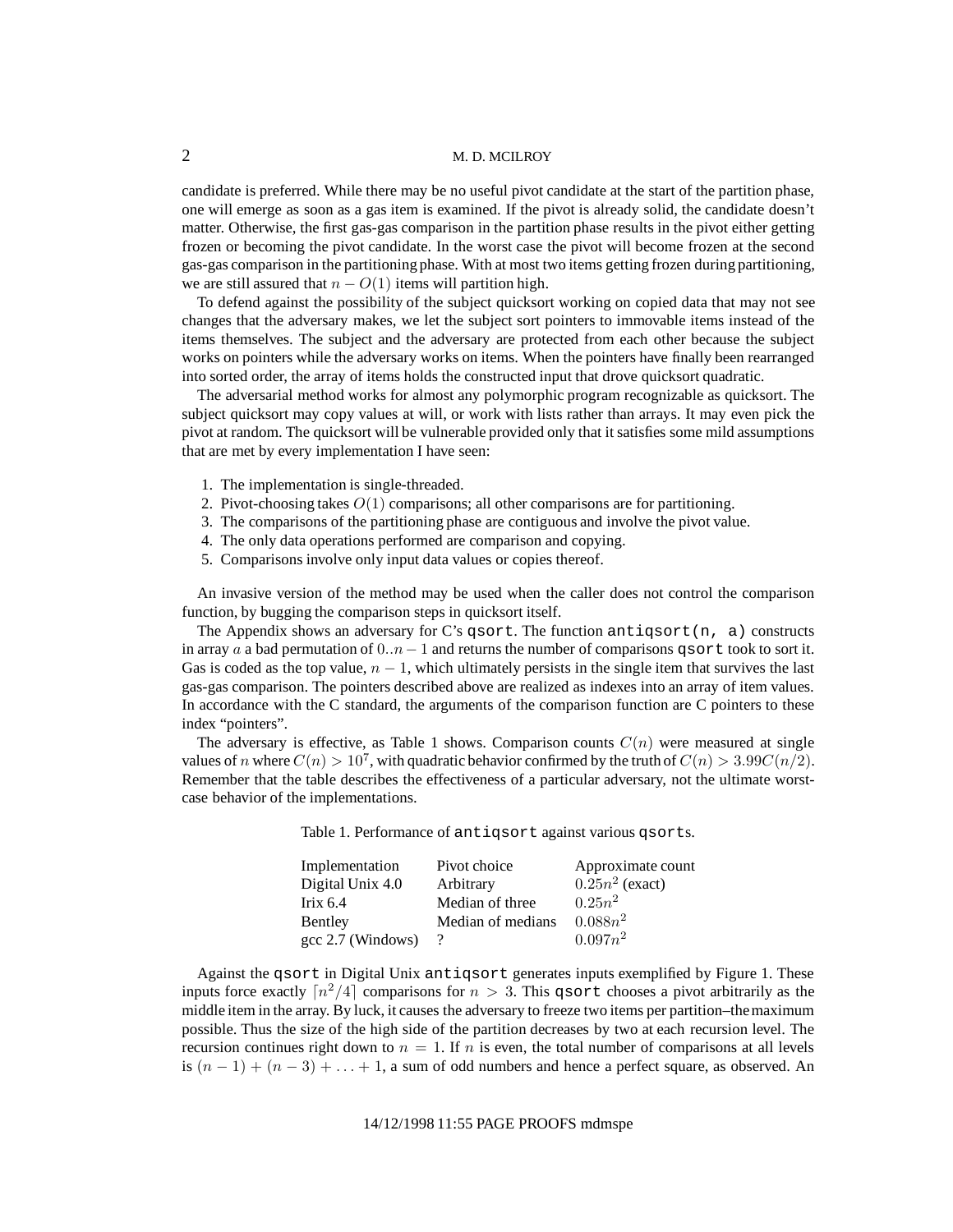candidate is preferred. While there may be no useful pivot candidate at the start of the partition phase, one will emerge as soon as a gas item is examined. If the pivot is already solid, the candidate doesn't matter. Otherwise, the first gas-gas comparison in the partition phase results in the pivot either getting frozen or becoming the pivot candidate. In the worst case the pivot will become frozen at the second gas-gas comparison in the partitioning phase. With at most two items getting frozen during partitioning, we are still assured that $n - O(1)$ items will partition high.

To defend against the possibility of the subject quicksort working on copied data that may not see changes that the adversary makes, we let the subject sort pointers to immovable items instead of the items themselves. The subject and the adversary are protected from each other because the subject works on pointers while the adversary works on items. When the pointers have finally been rearranged into sorted order, the array of items holds the constructed input that drove quicksort quadratic.

The adversarial method works for almost any polymorphic program recognizable as quicksort. The subject quicksort may copy values at will, or work with lists rather than arrays. It may even pick the pivot at random. The quicksort will be vulnerable provided only that it satisfies some mild assumptions that are met by every implementation I have seen:

1. The implementation is single-threaded.
2. Pivot-choosing takes $O(1)$ comparisons; all other comparisons are for partitioning.
3. The comparisons of the partitioning phase are contiguous and involve the pivot value.
4. The only data operations performed are comparison and copying.
5. Comparisons involve only input data values or copies thereof.

An invasive version of the method may be used when the caller does not control the comparison function, by bugging the comparison steps in quicksort itself.

The Appendix shows an adversary for C's `qsort`. The function `antiqsort(n, a)` constructs in array $a$ a bad permutation of $0..n-1$ and returns the number of comparisons `qsort` took to sort it. Gas is coded as the top value, $n - 1$, which ultimately persists in the single item that survives the last gas-gas comparison. The pointers described above are realized as indexes into an array of item values. In accordance with the C standard, the arguments of the comparison function are C pointers to these index "pointers".

The adversary is effective, as Table 1 shows. Comparison counts $C(n)$ were measured at single values of $n$ where $C(n) > 10^7$, with quadratic behavior confirmed by the truth of $C(n) > 3.99C(n/2)$. Remember that the table describes the effectiveness of a particular adversary, not the ultimate worst-case behavior of the implementations.

Table 1. Performance of `antiqsort` against various `qsort`s.

| Implementation | Pivot choice | Approximate count |
|---|---|---|
| Digital Unix 4.0 | Arbitrary | $0.25n^2$ (exact) |
| Irix 6.4 | Median of three | $0.25n^2$ |
| Bentley | Median of medians | $0.088n^2$ |
| gcc 2.7 (Windows) | ? | $0.097n^2$ |

Against the `qsort` in Digital Unix `antiqsort` generates inputs exemplified by Figure 1. These inputs force exactly $\lceil n^2/4 \rceil$ comparisons for $n > 3$. This `qsort` chooses a pivot arbitrarily as the middle item in the array. By luck, it causes the adversary to freeze two items per partition–the maximum possible. Thus the size of the high side of the partition decreases by two at each recursion level. The recursion continues right down to $n = 1$. If $n$ is even, the total number of comparisons at all levels is $(n - 1) + (n - 3) + \ldots + 1$, a sum of odd numbers and hence a perfect square, as observed. An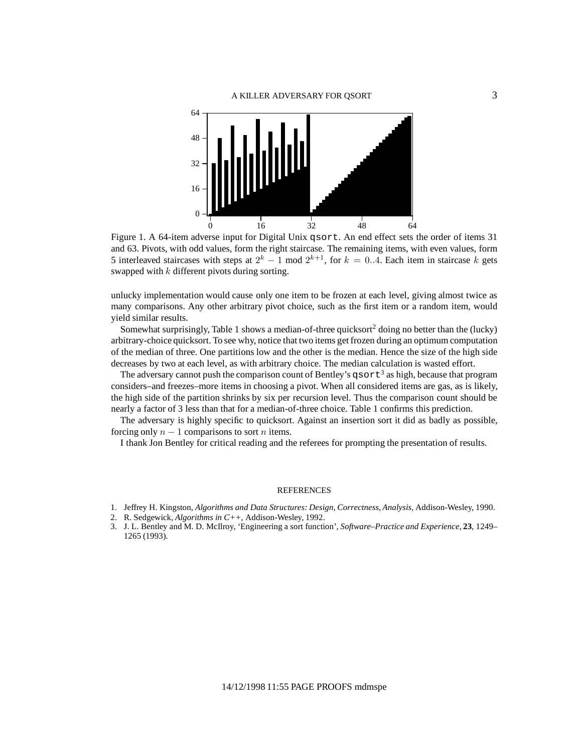Figure 1. A 64-item adverse input for Digital Unix `qsort`. An end effect sets the order of items 31 and 63. Pivots, with odd values, form the right staircase. The remaining items, with even values, form 5 interleaved staircases with steps at $2^k - 1 \bmod 2^{k+1}$, for $k = 0..4$. Each item in staircase $k$ gets swapped with $k$ different pivots during sorting.

unlucky implementation would cause only one item to be frozen at each level, giving almost twice as many comparisons. Any other arbitrary pivot choice, such as the first item or a random item, would yield similar results.

Somewhat surprisingly, Table 1 shows a median-of-three quicksort[2] doing no better than the (lucky) arbitrary-choice quicksort. To see why, notice that two items get frozen during an optimum computation of the median of three. One partitions low and the other is the median. Hence the size of the high side decreases by two at each level, as with arbitrary choice. The median calculation is wasted effort.

The adversary cannot push the comparison count of Bentley's `qsort`[3] as high, because that program considers–and freezes–more items in choosing a pivot. When all considered items are gas, as is likely, the high side of the partition shrinks by six per recursion level. Thus the comparison count should be nearly a factor of 3 less than that for a median-of-three choice. Table 1 confirms this prediction.

The adversary is highly specific to quicksort. Against an insertion sort it did as badly as possible, forcing only $n - 1$ comparisons to sort $n$ items.

I thank Jon Bentley for critical reading and the referees for prompting the presentation of results.

## REFERENCES

1. Jeffrey H. Kingston, *Algorithms and Data Structures: Design, Correctness, Analysis*, Addison-Wesley, 1990.
2. R. Sedgewick, *Algorithms in C++*, Addison-Wesley, 1992.
3. J. L. Bentley and M. D. McIlroy, 'Engineering a sort function', *Software–Practice and Experience*, **23**, 1249–1265 (1993).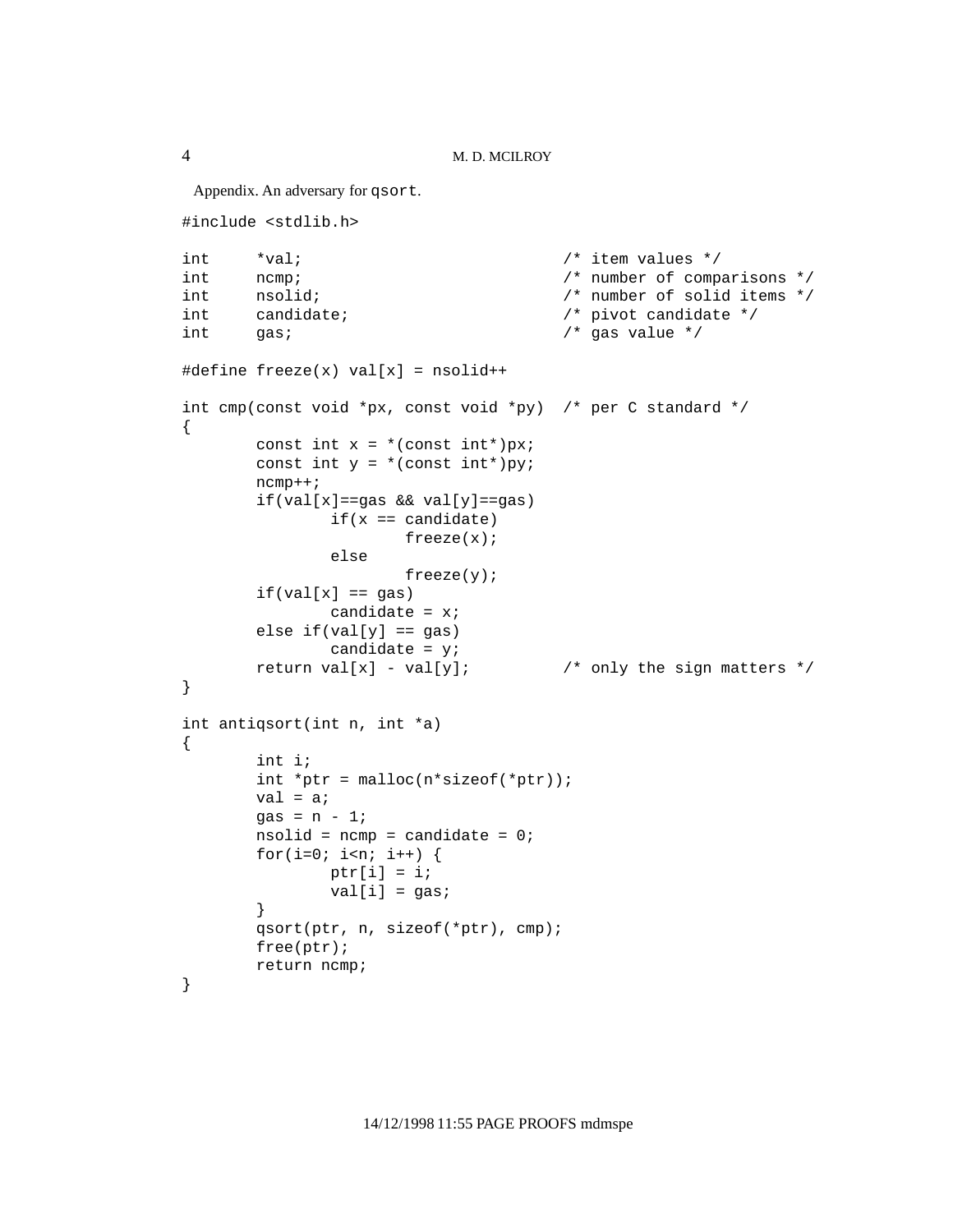Appendix. An adversary for `qsort`.

```
#include <stdlib.h>

int     *val;                           /* item values */
int     ncmp;                           /* number of comparisons */
int     nsolid;                         /* number of solid items */
int     candidate;                      /* pivot candidate */
int     gas;                            /* gas value */

#define freeze(x) val[x] = nsolid++

int cmp(const void *px, const void *py)  /* per C standard */
{
        const int x = *(const int*)px;
        const int y = *(const int*)py;
        ncmp++;
        if(val[x]==gas && val[y]==gas)
                if(x == candidate)
                        freeze(x);
                else
                        freeze(y);
        if(val[x] == gas)
                candidate = x;
        else if(val[y] == gas)
                candidate = y;
        return val[x] - val[y];         /* only the sign matters */
}

int antiqsort(int n, int *a)
{
        int i;
        int *ptr = malloc(n*sizeof(*ptr));
        val = a;
        gas = n - 1;
        nsolid = ncmp = candidate = 0;
        for(i=0; i<n; i++) {
                ptr[i] = i;
                val[i] = gas;
        }
        qsort(ptr, n, sizeof(*ptr), cmp);
        free(ptr);
        return ncmp;
}
```